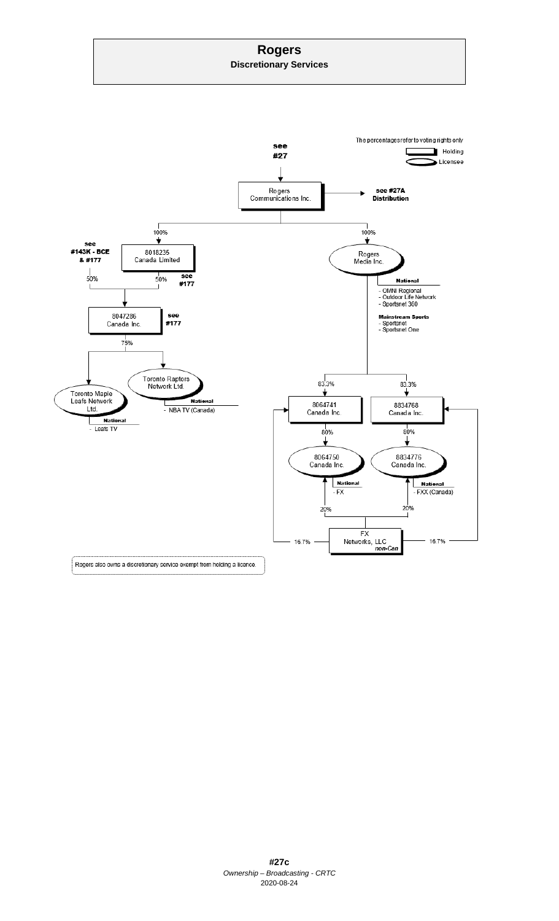# Rogers

## Discretionary Services

The percentages refer to voting rights only

- Holding (rectangle)
- Licensee (oval)

see #27

Rogers Communications Inc. → see #27A Distribution

Rogers Communications Inc.:
- 100% → 8018235 Canada Limited (see #143K - BCE & #177)
- 100% → Rogers Media Inc.

8018235 Canada Limited: 50% (see #177); other 50% → 8047286 Canada Inc. (see #177)

8047286 Canada Inc.: 75% →
- Toronto Maple Leafs Network Ltd.
  - **National**
    - Leafs TV
- Toronto Raptors Network Ltd.
  - **National**
    - NBA TV (Canada)

Rogers Media Inc.

**National**
- OMNI Regional
- Outdoor Life Network
- Sportsnet 360

**Mainstream Sports**
- Sportsnet
- Sportsnet One

Rogers Media Inc.:
- 83.3% → 8064741 Canada Inc.
  - 80% → 8064750 Canada Inc.
    - **National**
      - FX
- 83.3% → 8834768 Canada Inc.
  - 80% → 8834776 Canada Inc.
    - **National**
      - FXX (Canada)

FX Networks, LLC *non-Can*:
- 16.7% → 8064741 Canada Inc.
- 16.7% → 8834768 Canada Inc.
- 20% → 8064750 Canada Inc.
- 20% → 8834776 Canada Inc.

Rogers also owns a discretionary service exempt from holding a licence.

**#27c**

*Ownership – Broadcasting - CRTC*

2020-08-24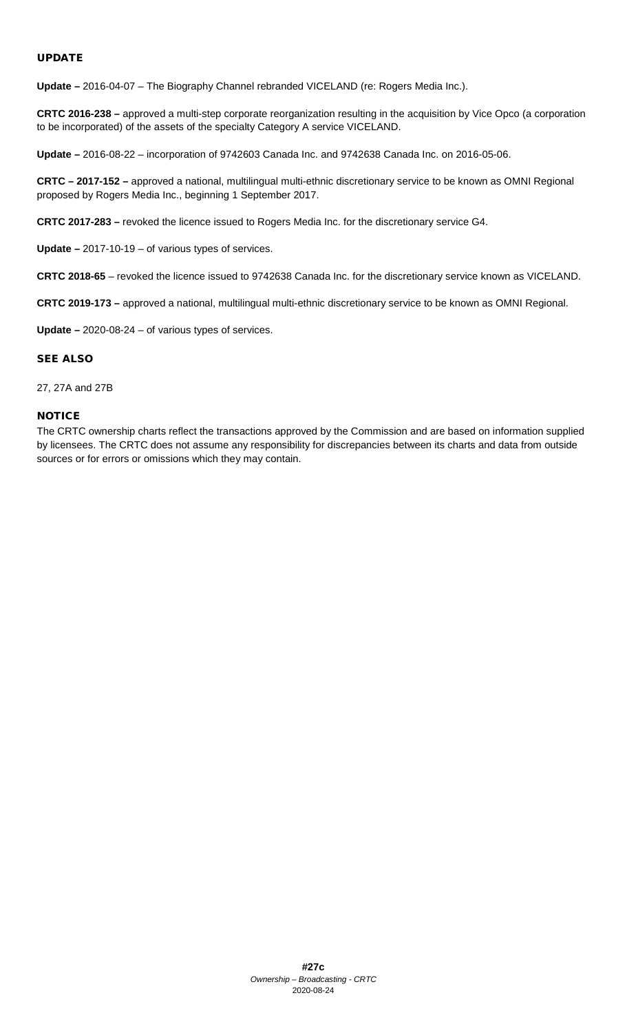## UPDATE

**Update –** 2016-04-07 – The Biography Channel rebranded VICELAND (re: Rogers Media Inc.).

**CRTC 2016-238 –** approved a multi-step corporate reorganization resulting in the acquisition by Vice Opco (a corporation to be incorporated) of the assets of the specialty Category A service VICELAND.

**Update –** 2016-08-22 – incorporation of 9742603 Canada Inc. and 9742638 Canada Inc. on 2016-05-06.

**CRTC – 2017-152 –** approved a national, multilingual multi-ethnic discretionary service to be known as OMNI Regional proposed by Rogers Media Inc., beginning 1 September 2017.

**CRTC 2017-283 –** revoked the licence issued to Rogers Media Inc. for the discretionary service G4.

**Update –** 2017-10-19 – of various types of services.

**CRTC 2018-65** – revoked the licence issued to 9742638 Canada Inc. for the discretionary service known as VICELAND.

**CRTC 2019-173 –** approved a national, multilingual multi-ethnic discretionary service to be known as OMNI Regional.

**Update –** 2020-08-24 – of various types of services.

## SEE ALSO

27, 27A and 27B

## NOTICE

The CRTC ownership charts reflect the transactions approved by the Commission and are based on information supplied by licensees. The CRTC does not assume any responsibility for discrepancies between its charts and data from outside sources or for errors or omissions which they may contain.

**#27c**
*Ownership – Broadcasting - CRTC*
2020-08-24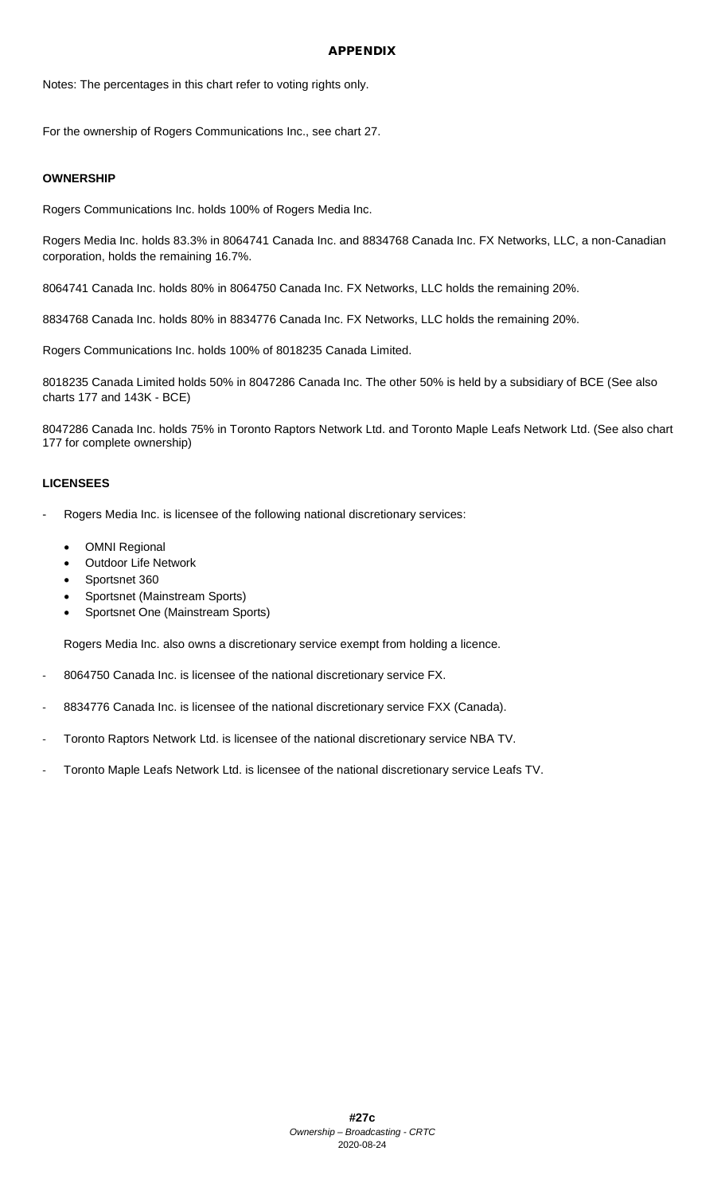## APPENDIX

Notes: The percentages in this chart refer to voting rights only.

For the ownership of Rogers Communications Inc., see chart 27.

### OWNERSHIP

Rogers Communications Inc. holds 100% of Rogers Media Inc.

Rogers Media Inc. holds 83.3% in 8064741 Canada Inc. and 8834768 Canada Inc. FX Networks, LLC, a non-Canadian corporation, holds the remaining 16.7%.

8064741 Canada Inc. holds 80% in 8064750 Canada Inc. FX Networks, LLC holds the remaining 20%.

8834768 Canada Inc. holds 80% in 8834776 Canada Inc. FX Networks, LLC holds the remaining 20%.

Rogers Communications Inc. holds 100% of 8018235 Canada Limited.

8018235 Canada Limited holds 50% in 8047286 Canada Inc. The other 50% is held by a subsidiary of BCE (See also charts 177 and 143K - BCE)

8047286 Canada Inc. holds 75% in Toronto Raptors Network Ltd. and Toronto Maple Leafs Network Ltd. (See also chart 177 for complete ownership)

### LICENSEES

- Rogers Media Inc. is licensee of the following national discretionary services:
  - OMNI Regional
  - Outdoor Life Network
  - Sportsnet 360
  - Sportsnet (Mainstream Sports)
  - Sportsnet One (Mainstream Sports)

  Rogers Media Inc. also owns a discretionary service exempt from holding a licence.

- 8064750 Canada Inc. is licensee of the national discretionary service FX.
- 8834776 Canada Inc. is licensee of the national discretionary service FXX (Canada).
- Toronto Raptors Network Ltd. is licensee of the national discretionary service NBA TV.
- Toronto Maple Leafs Network Ltd. is licensee of the national discretionary service Leafs TV.

**#27c**

*Ownership – Broadcasting - CRTC*

2020-08-24